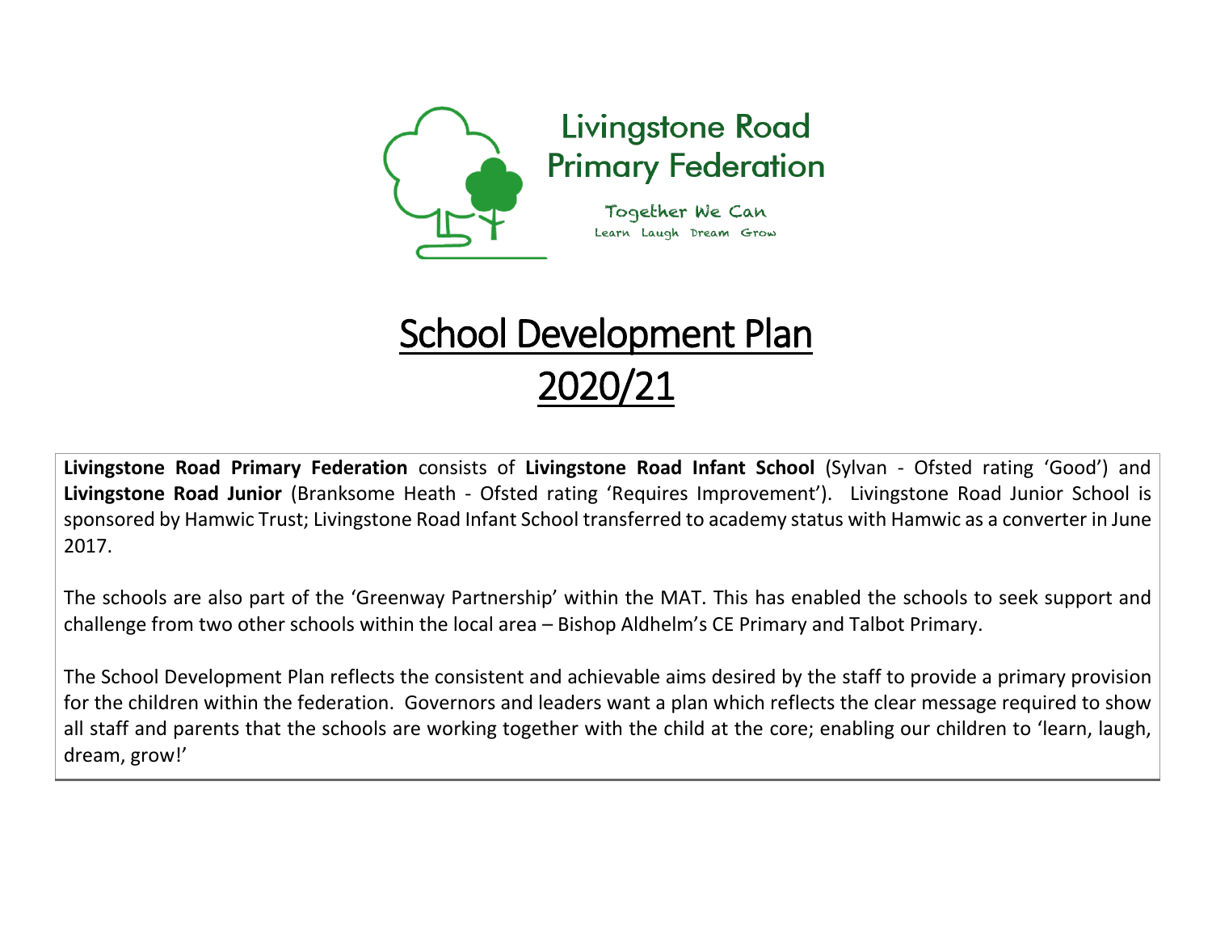Livingstone Road Primary Federation

Together We Can

Learn Laugh Dream Grow

# School Development Plan 2020/21

**Livingstone Road Primary Federation** consists of **Livingstone Road Infant School** (Sylvan - Ofsted rating 'Good') and **Livingstone Road Junior** (Branksome Heath - Ofsted rating 'Requires Improvement'). Livingstone Road Junior School is sponsored by Hamwic Trust; Livingstone Road Infant School transferred to academy status with Hamwic as a converter in June 2017.

The schools are also part of the 'Greenway Partnership' within the MAT. This has enabled the schools to seek support and challenge from two other schools within the local area – Bishop Aldhelm's CE Primary and Talbot Primary.

The School Development Plan reflects the consistent and achievable aims desired by the staff to provide a primary provision for the children within the federation. Governors and leaders want a plan which reflects the clear message required to show all staff and parents that the schools are working together with the child at the core; enabling our children to 'learn, laugh, dream, grow!'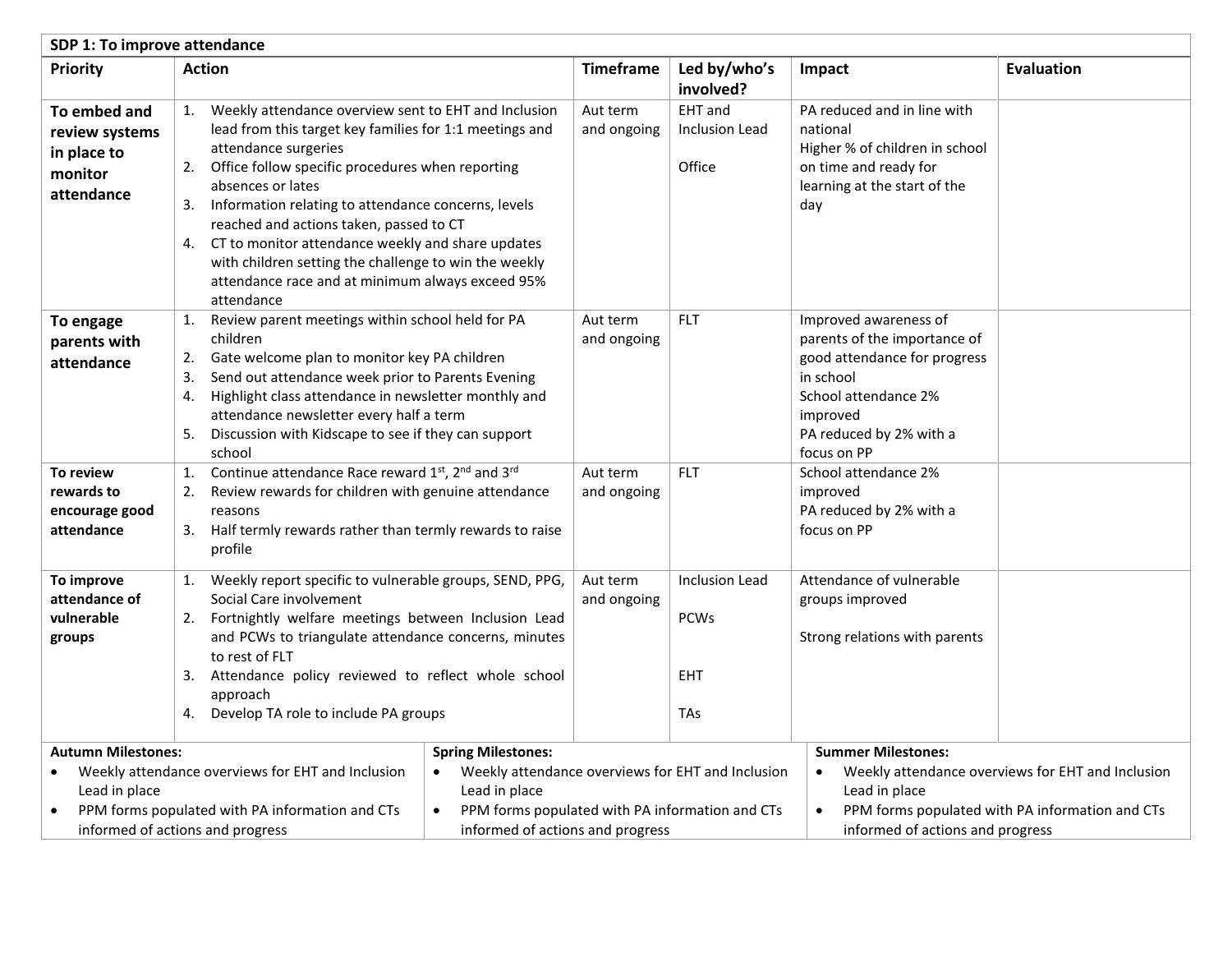## SDP 1: To improve attendance

| Priority | Action | Timeframe | Led by/who's involved? | Impact | Evaluation |
|---|---|---|---|---|---|
| **To embed and review systems in place to monitor attendance** | 1. Weekly attendance overview sent to EHT and Inclusion lead from this target key families for 1:1 meetings and attendance surgeries<br>2. Office follow specific procedures when reporting absences or lates<br>3. Information relating to attendance concerns, levels reached and actions taken, passed to CT<br>4. CT to monitor attendance weekly and share updates with children setting the challenge to win the weekly attendance race and at minimum always exceed 95% attendance | Aut term and ongoing | EHT and Inclusion Lead<br><br>Office | PA reduced and in line with national<br>Higher % of children in school on time and ready for learning at the start of the day | |
| **To engage parents with attendance** | 1. Review parent meetings within school held for PA children<br>2. Gate welcome plan to monitor key PA children<br>3. Send out attendance week prior to Parents Evening<br>4. Highlight class attendance in newsletter monthly and attendance newsletter every half a term<br>5. Discussion with Kidscape to see if they can support school | Aut term and ongoing | FLT | Improved awareness of parents of the importance of good attendance for progress in school<br>School attendance 2% improved<br>PA reduced by 2% with a focus on PP | |
| **To review rewards to encourage good attendance** | 1. Continue attendance Race reward 1st, 2nd and 3rd<br>2. Review rewards for children with genuine attendance reasons<br>3. Half termly rewards rather than termly rewards to raise profile | Aut term and ongoing | FLT | School attendance 2% improved<br>PA reduced by 2% with a focus on PP | |
| **To improve attendance of vulnerable groups** | 1. Weekly report specific to vulnerable groups, SEND, PPG, Social Care involvement<br>2. Fortnightly welfare meetings between Inclusion Lead and PCWs to triangulate attendance concerns, minutes to rest of FLT<br>3. Attendance policy reviewed to reflect whole school approach<br>4. Develop TA role to include PA groups | Aut term and ongoing | Inclusion Lead<br><br>PCWs<br><br>EHT<br><br>TAs | Attendance of vulnerable groups improved<br><br>Strong relations with parents | |

| Autumn Milestones: | Spring Milestones: | Summer Milestones: |
|---|---|---|
| • Weekly attendance overviews for EHT and Inclusion Lead in place<br>• PPM forms populated with PA information and CTs informed of actions and progress | • Weekly attendance overviews for EHT and Inclusion Lead in place<br>• PPM forms populated with PA information and CTs informed of actions and progress | • Weekly attendance overviews for EHT and Inclusion Lead in place<br>• PPM forms populated with PA information and CTs informed of actions and progress |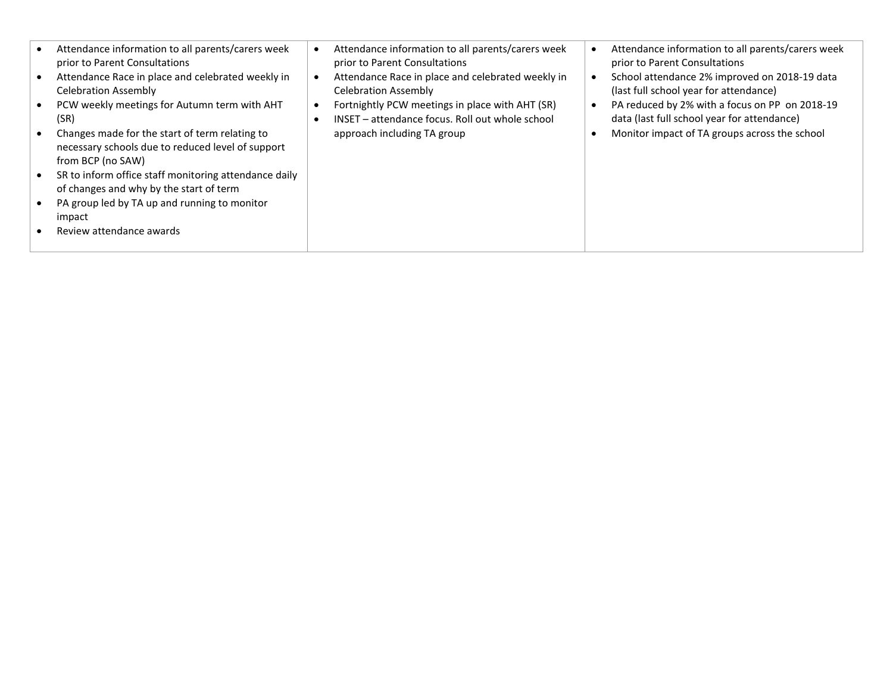| | | |
|---|---|---|
| • Attendance information to all parents/carers week prior to Parent Consultations<br>• Attendance Race in place and celebrated weekly in Celebration Assembly<br>• PCW weekly meetings for Autumn term with AHT (SR)<br>• Changes made for the start of term relating to necessary schools due to reduced level of support from BCP (no SAW)<br>• SR to inform office staff monitoring attendance daily of changes and why by the start of term<br>• PA group led by TA up and running to monitor impact<br>• Review attendance awards | • Attendance information to all parents/carers week prior to Parent Consultations<br>• Attendance Race in place and celebrated weekly in Celebration Assembly<br>• Fortnightly PCW meetings in place with AHT (SR)<br>• INSET – attendance focus. Roll out whole school approach including TA group | • Attendance information to all parents/carers week prior to Parent Consultations<br>• School attendance 2% improved on 2018-19 data (last full school year for attendance)<br>• PA reduced by 2% with a focus on PP on 2018-19 data (last full school year for attendance)<br>• Monitor impact of TA groups across the school |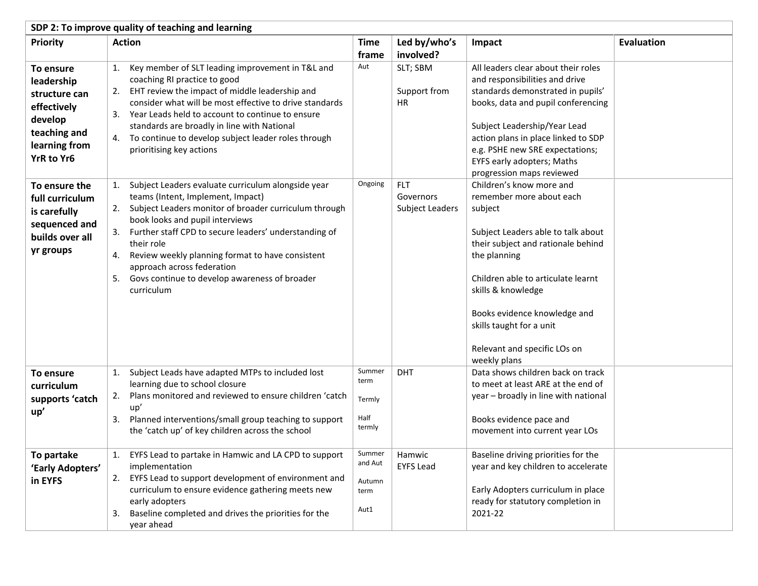| SDP 2: To improve quality of teaching and learning | | | | | |
|---|---|---|---|---|---|
| **Priority** | **Action** | **Time frame** | **Led by/who's involved?** | **Impact** | **Evaluation** |
| **To ensure leadership structure can effectively develop teaching and learning from YrR to Yr6** | 1. Key member of SLT leading improvement in T&L and coaching RI practice to good<br>2. EHT review the impact of middle leadership and consider what will be most effective to drive standards<br>3. Year Leads held to account to continue to ensure standards are broadly in line with National<br>4. To continue to develop subject leader roles through prioritising key actions | Aut | SLT; SBM<br><br>Support from HR | All leaders clear about their roles and responsibilities and drive standards demonstrated in pupils' books, data and pupil conferencing<br><br>Subject Leadership/Year Lead action plans in place linked to SDP e.g. PSHE new SRE expectations; EYFS early adopters; Maths progression maps reviewed | |
| **To ensure the full curriculum is carefully sequenced and builds over all yr groups** | 1. Subject Leaders evaluate curriculum alongside year teams (Intent, Implement, Impact)<br>2. Subject Leaders monitor of broader curriculum through book looks and pupil interviews<br>3. Further staff CPD to secure leaders' understanding of their role<br>4. Review weekly planning format to have consistent approach across federation<br>5. Govs continue to develop awareness of broader curriculum | Ongoing | FLT<br>Governors<br>Subject Leaders | Children's know more and remember more about each subject<br><br>Subject Leaders able to talk about their subject and rationale behind the planning<br><br>Children able to articulate learnt skills & knowledge<br><br>Books evidence knowledge and skills taught for a unit<br><br>Relevant and specific LOs on weekly plans | |
| **To ensure curriculum supports 'catch up'** | 1. Subject Leads have adapted MTPs to included lost learning due to school closure<br>2. Plans monitored and reviewed to ensure children 'catch up'<br>3. Planned interventions/small group teaching to support the 'catch up' of key children across the school | Summer term<br><br>Termly<br><br>Half termly | DHT | Data shows children back on track to meet at least ARE at the end of year – broadly in line with national<br><br>Books evidence pace and movement into current year LOs | |
| **To partake 'Early Adopters' in EYFS** | 1. EYFS Lead to partake in Hamwic and LA CPD to support implementation<br>2. EYFS Lead to support development of environment and curriculum to ensure evidence gathering meets new early adopters<br>3. Baseline completed and drives the priorities for the year ahead | Summer and Aut<br><br>Autumn term<br><br>Aut1 | Hamwic<br>EYFS Lead | Baseline driving priorities for the year and key children to accelerate<br><br>Early Adopters curriculum in place ready for statutory completion in 2021-22 | |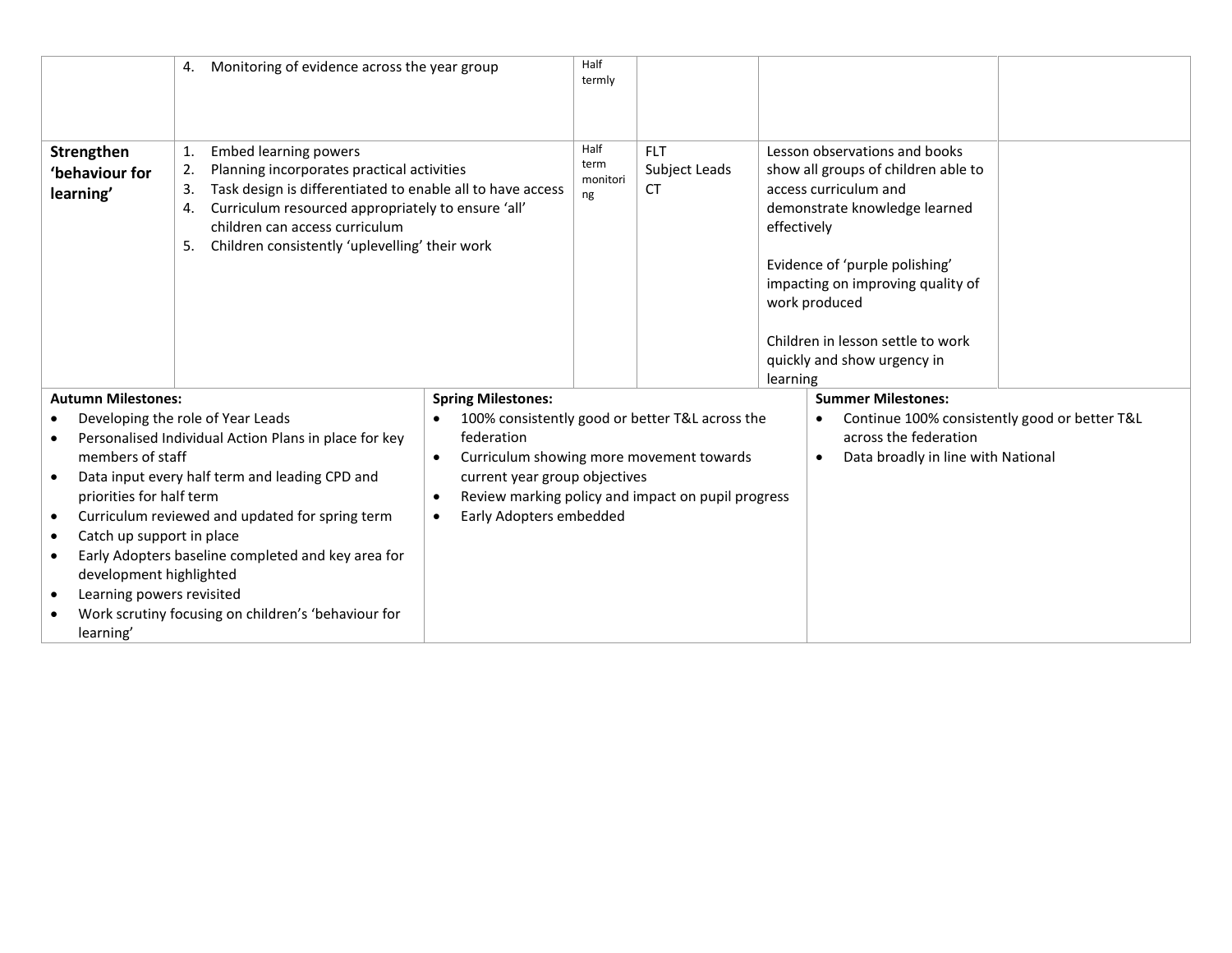| | | | | | |
|---|---|---|---|---|---|
| | 4. Monitoring of evidence across the year group | Half termly | | | |
| **Strengthen 'behaviour for learning'** | 1. Embed learning powers<br>2. Planning incorporates practical activities<br>3. Task design is differentiated to enable all to have access<br>4. Curriculum resourced appropriately to ensure 'all' children can access curriculum<br>5. Children consistently 'uplevelling' their work | Half term monitoring | FLT<br>Subject Leads<br>CT | Lesson observations and books show all groups of children able to access curriculum and demonstrate knowledge learned effectively<br><br>Evidence of 'purple polishing' impacting on improving quality of work produced<br><br>Children in lesson settle to work quickly and show urgency in learning | |

| **Autumn Milestones:** | **Spring Milestones:** | **Summer Milestones:** |
|---|---|---|
| • Developing the role of Year Leads<br>• Personalised Individual Action Plans in place for key members of staff<br>• Data input every half term and leading CPD and priorities for half term<br>• Curriculum reviewed and updated for spring term<br>• Catch up support in place<br>• Early Adopters baseline completed and key area for development highlighted<br>• Learning powers revisited<br>• Work scrutiny focusing on children's 'behaviour for learning' | • 100% consistently good or better T&L across the federation<br>• Curriculum showing more movement towards current year group objectives<br>• Review marking policy and impact on pupil progress<br>• Early Adopters embedded | • Continue 100% consistently good or better T&L across the federation<br>• Data broadly in line with National |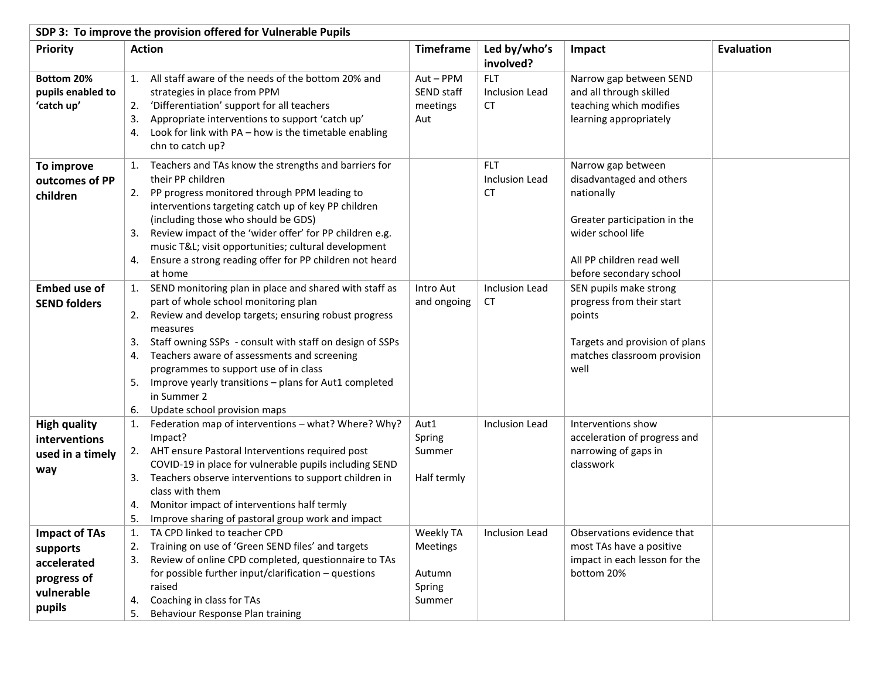| SDP 3: To improve the provision offered for Vulnerable Pupils | | | | | |
|---|---|---|---|---|---|
| **Priority** | **Action** | **Timeframe** | **Led by/who's involved?** | **Impact** | **Evaluation** |
| **Bottom 20% pupils enabled to 'catch up'** | 1. All staff aware of the needs of the bottom 20% and strategies in place from PPM<br>2. 'Differentiation' support for all teachers<br>3. Appropriate interventions to support 'catch up'<br>4. Look for link with PA – how is the timetable enabling chn to catch up? | Aut – PPM<br>SEND staff meetings<br>Aut | FLT<br>Inclusion Lead<br>CT | Narrow gap between SEND and all through skilled teaching which modifies learning appropriately | |
| **To improve outcomes of PP children** | 1. Teachers and TAs know the strengths and barriers for their PP children<br>2. PP progress monitored through PPM leading to interventions targeting catch up of key PP children (including those who should be GDS)<br>3. Review impact of the 'wider offer' for PP children e.g. music T&L; visit opportunities; cultural development<br>4. Ensure a strong reading offer for PP children not heard at home | | FLT<br>Inclusion Lead<br>CT | Narrow gap between disadvantaged and others nationally<br><br>Greater participation in the wider school life<br><br>All PP children read well before secondary school | |
| **Embed use of SEND folders** | 1. SEND monitoring plan in place and shared with staff as part of whole school monitoring plan<br>2. Review and develop targets; ensuring robust progress measures<br>3. Staff owning SSPs - consult with staff on design of SSPs<br>4. Teachers aware of assessments and screening programmes to support use of in class<br>5. Improve yearly transitions – plans for Aut1 completed in Summer 2<br>6. Update school provision maps | Intro Aut and ongoing | Inclusion Lead<br>CT | SEN pupils make strong progress from their start points<br><br>Targets and provision of plans matches classroom provision well | |
| **High quality interventions used in a timely way** | 1. Federation map of interventions – what? Where? Why? Impact?<br>2. AHT ensure Pastoral Interventions required post COVID-19 in place for vulnerable pupils including SEND<br>3. Teachers observe interventions to support children in class with them<br>4. Monitor impact of interventions half termly<br>5. Improve sharing of pastoral group work and impact | Aut1<br>Spring<br>Summer<br><br>Half termly | Inclusion Lead | Interventions show acceleration of progress and narrowing of gaps in classwork | |
| **Impact of TAs supports accelerated progress of vulnerable pupils** | 1. TA CPD linked to teacher CPD<br>2. Training on use of 'Green SEND files' and targets<br>3. Review of online CPD completed, questionnaire to TAs for possible further input/clarification – questions raised<br>4. Coaching in class for TAs<br>5. Behaviour Response Plan training | Weekly TA Meetings<br><br>Autumn<br>Spring<br>Summer | Inclusion Lead | Observations evidence that most TAs have a positive impact in each lesson for the bottom 20% | |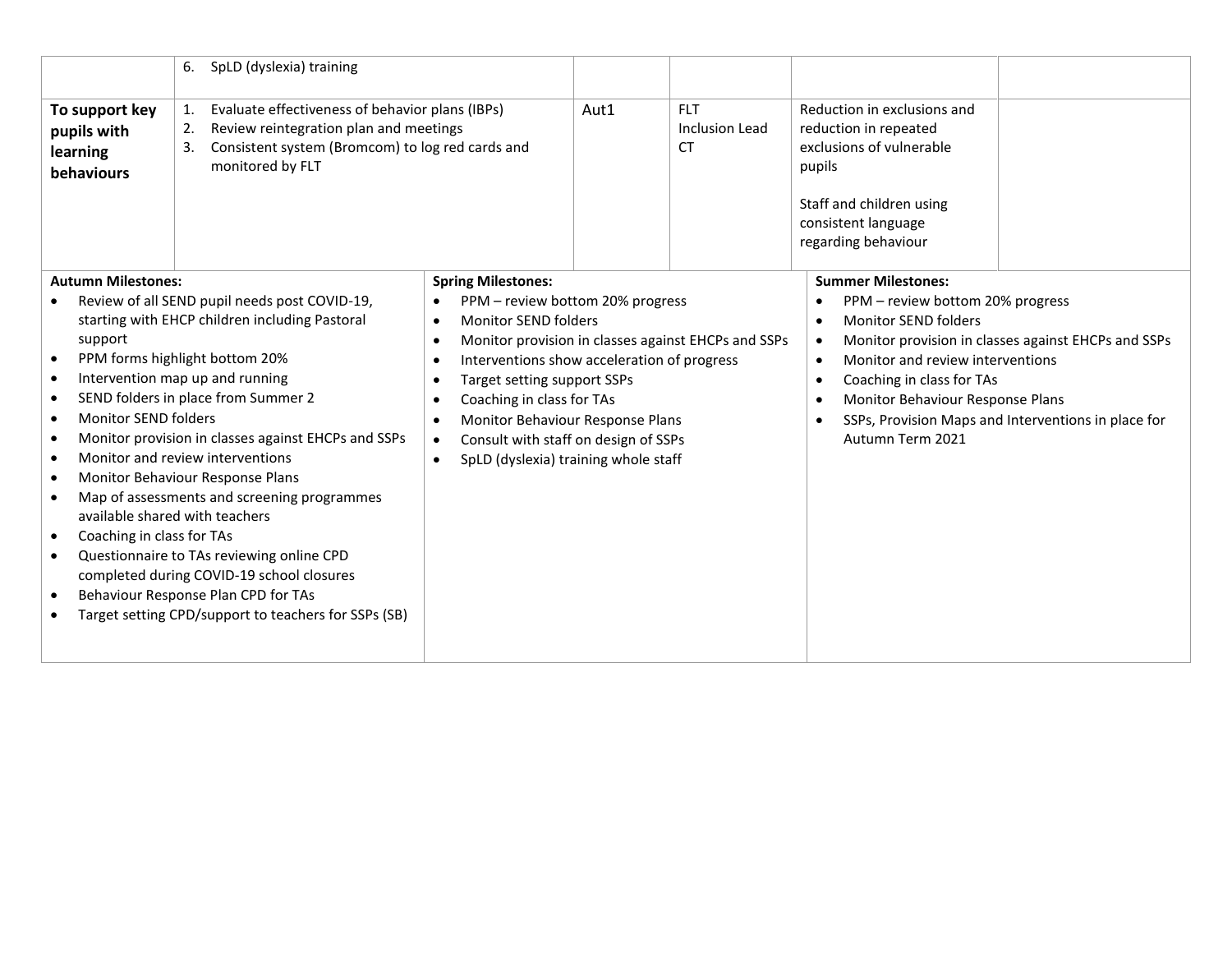| | | | | | |
|---|---|---|---|---|---|
| | 6. SpLD (dyslexia) training | | | | |
| **To support key pupils with learning behaviours** | 1. Evaluate effectiveness of behavior plans (IBPs)<br>2. Review reintegration plan and meetings<br>3. Consistent system (Bromcom) to log red cards and monitored by FLT | Aut1 | FLT<br>Inclusion Lead<br>CT | Reduction in exclusions and reduction in repeated exclusions of vulnerable pupils<br><br>Staff and children using consistent language regarding behaviour | |

| **Autumn Milestones:** | **Spring Milestones:** | **Summer Milestones:** |
|---|---|---|
| • Review of all SEND pupil needs post COVID-19, starting with EHCP children including Pastoral support<br>• PPM forms highlight bottom 20%<br>• Intervention map up and running<br>• SEND folders in place from Summer 2<br>• Monitor SEND folders<br>• Monitor provision in classes against EHCPs and SSPs<br>• Monitor and review interventions<br>• Monitor Behaviour Response Plans<br>• Map of assessments and screening programmes available shared with teachers<br>• Coaching in class for TAs<br>• Questionnaire to TAs reviewing online CPD completed during COVID-19 school closures<br>• Behaviour Response Plan CPD for TAs<br>• Target setting CPD/support to teachers for SSPs (SB) | • PPM – review bottom 20% progress<br>• Monitor SEND folders<br>• Monitor provision in classes against EHCPs and SSPs<br>• Interventions show acceleration of progress<br>• Target setting support SSPs<br>• Coaching in class for TAs<br>• Monitor Behaviour Response Plans<br>• Consult with staff on design of SSPs<br>• SpLD (dyslexia) training whole staff | • PPM – review bottom 20% progress<br>• Monitor SEND folders<br>• Monitor provision in classes against EHCPs and SSPs<br>• Monitor and review interventions<br>• Coaching in class for TAs<br>• Monitor Behaviour Response Plans<br>• SSPs, Provision Maps and Interventions in place for Autumn Term 2021 |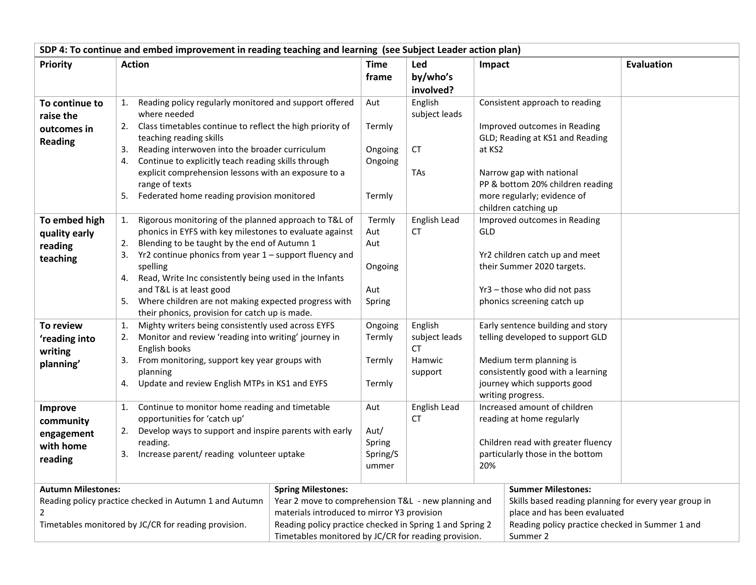| SDP 4: To continue and embed improvement in reading teaching and learning (see Subject Leader action plan) | | | | | |
|---|---|---|---|---|---|
| **Priority** | **Action** | **Time frame** | **Led by/who's involved?** | **Impact** | **Evaluation** |
| **To continue to raise the outcomes in Reading** | 1. Reading policy regularly monitored and support offered where needed<br>2. Class timetables continue to reflect the high priority of teaching reading skills<br>3. Reading interwoven into the broader curriculum<br>4. Continue to explicitly teach reading skills through explicit comprehension lessons with an exposure to a range of texts<br>5. Federated home reading provision monitored | Aut<br><br>Termly<br><br>Ongoing<br>Ongoing<br><br><br>Termly | English subject leads<br><br><br>CT<br><br>TAs | Consistent approach to reading<br><br>Improved outcomes in Reading GLD; Reading at KS1 and Reading at KS2<br><br>Narrow gap with national<br>PP & bottom 20% children reading more regularly; evidence of children catching up | |
| **To embed high quality early reading teaching** | 1. Rigorous monitoring of the planned approach to T&L of phonics in EYFS with key milestones to evaluate against<br>2. Blending to be taught by the end of Autumn 1<br>3. Yr2 continue phonics from year 1 – support fluency and spelling<br>4. Read, Write Inc consistently being used in the Infants and T&L is at least good<br>5. Where children are not making expected progress with their phonics, provision for catch up is made. | Termly<br>Aut<br>Aut<br><br>Ongoing<br><br>Aut<br>Spring | English Lead<br>CT | Improved outcomes in Reading GLD<br><br>Yr2 children catch up and meet their Summer 2020 targets.<br><br>Yr3 – those who did not pass phonics screening catch up | |
| **To review 'reading into writing planning'** | 1. Mighty writers being consistently used across EYFS<br>2. Monitor and review 'reading into writing' journey in English books<br>3. From monitoring, support key year groups with planning<br>4. Update and review English MTPs in KS1 and EYFS | Ongoing<br>Termly<br><br>Termly<br><br>Termly | English subject leads<br>CT<br>Hamwic support | Early sentence building and story telling developed to support GLD<br><br>Medium term planning is consistently good with a learning journey which supports good writing progress. | |
| **Improve community engagement with home reading** | 1. Continue to monitor home reading and timetable opportunities for 'catch up'<br>2. Develop ways to support and inspire parents with early reading.<br>3. Increase parent/ reading volunteer uptake | Aut<br><br>Aut/<br>Spring<br>Spring/Summer | English Lead<br>CT | Increased amount of children reading at home regularly<br><br>Children read with greater fluency particularly those in the bottom 20% | |

| **Autumn Milestones:** | **Spring Milestones:** | **Summer Milestones:** |
|---|---|---|
| Reading policy practice checked in Autumn 1 and Autumn 2<br>Timetables monitored by JC/CR for reading provision. | Year 2 move to comprehension T&L - new planning and materials introduced to mirror Y3 provision<br>Reading policy practice checked in Spring 1 and Spring 2<br>Timetables monitored by JC/CR for reading provision. | Skills based reading planning for every year group in place and has been evaluated<br>Reading policy practice checked in Summer 1 and Summer 2 |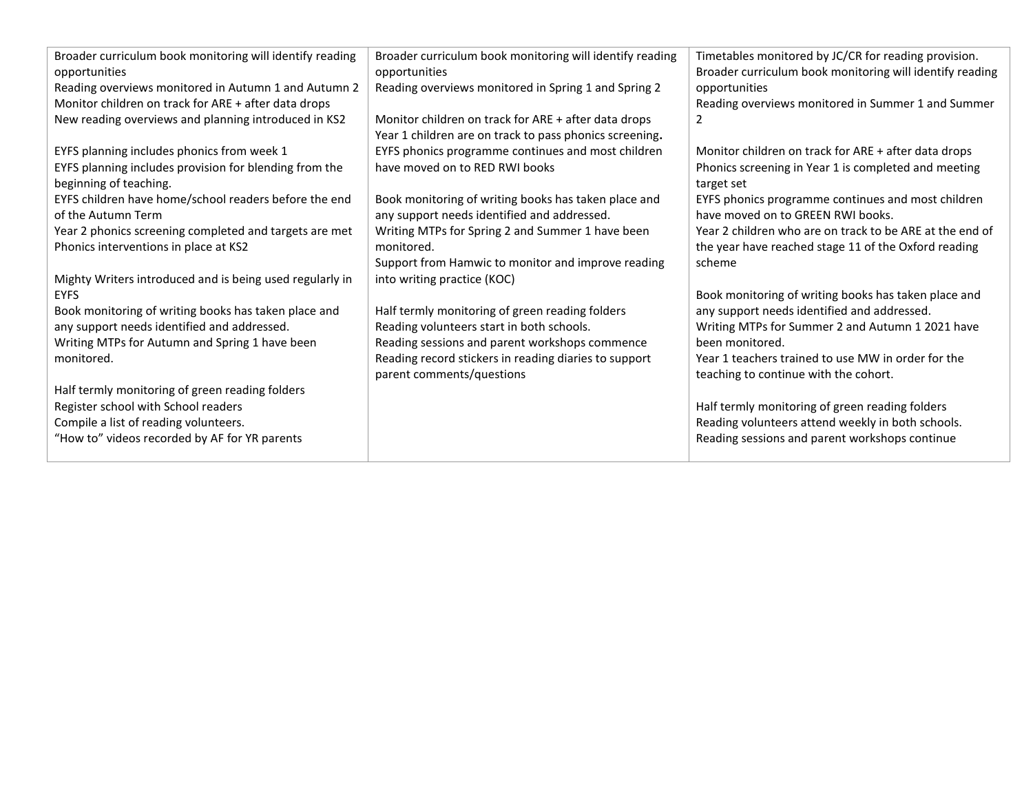| | | |
|---|---|---|
| Broader curriculum book monitoring will identify reading opportunities<br>Reading overviews monitored in Autumn 1 and Autumn 2<br>Monitor children on track for ARE + after data drops<br>New reading overviews and planning introduced in KS2<br><br>EYFS planning includes phonics from week 1<br>EYFS planning includes provision for blending from the beginning of teaching.<br>EYFS children have home/school readers before the end of the Autumn Term<br>Year 2 phonics screening completed and targets are met<br>Phonics interventions in place at KS2<br><br>Mighty Writers introduced and is being used regularly in EYFS<br>Book monitoring of writing books has taken place and any support needs identified and addressed.<br>Writing MTPs for Autumn and Spring 1 have been monitored.<br><br>Half termly monitoring of green reading folders<br>Register school with School readers<br>Compile a list of reading volunteers.<br>"How to" videos recorded by AF for YR parents | Broader curriculum book monitoring will identify reading opportunities<br>Reading overviews monitored in Spring 1 and Spring 2<br><br>Monitor children on track for ARE + after data drops<br>Year 1 children are on track to pass phonics screening.<br>EYFS phonics programme continues and most children have moved on to RED RWI books<br><br>Book monitoring of writing books has taken place and any support needs identified and addressed.<br>Writing MTPs for Spring 2 and Summer 1 have been monitored.<br>Support from Hamwic to monitor and improve reading into writing practice (KOC)<br><br>Half termly monitoring of green reading folders<br>Reading volunteers start in both schools.<br>Reading sessions and parent workshops commence<br>Reading record stickers in reading diaries to support parent comments/questions | Timetables monitored by JC/CR for reading provision.<br>Broader curriculum book monitoring will identify reading opportunities<br>Reading overviews monitored in Summer 1 and Summer 2<br><br>Monitor children on track for ARE + after data drops<br>Phonics screening in Year 1 is completed and meeting target set<br>EYFS phonics programme continues and most children have moved on to GREEN RWI books.<br>Year 2 children who are on track to be ARE at the end of the year have reached stage 11 of the Oxford reading scheme<br><br>Book monitoring of writing books has taken place and any support needs identified and addressed.<br>Writing MTPs for Summer 2 and Autumn 1 2021 have been monitored.<br>Year 1 teachers trained to use MW in order for the teaching to continue with the cohort.<br><br>Half termly monitoring of green reading folders<br>Reading volunteers attend weekly in both schools.<br>Reading sessions and parent workshops continue |